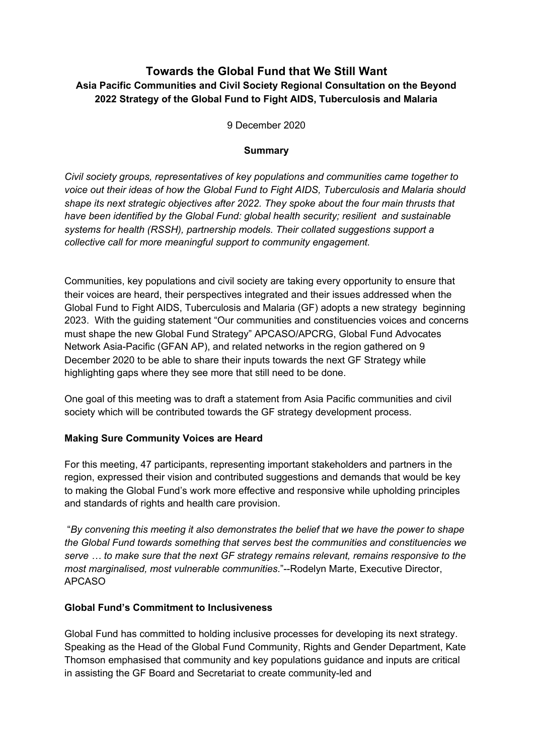# Towards the Global Fund that We Still Want

## Asia Pacific Communities and Civil Society Regional Consultation on the Beyond 2022 Strategy of the Global Fund to Fight AIDS, Tuberculosis and Malaria

9 December 2020

**Summary**

*Civil society groups, representatives of key populations and communities came together to voice out their ideas of how the Global Fund to Fight AIDS, Tuberculosis and Malaria should shape its next strategic objectives after 2022. They spoke about the four main thrusts that have been identified by the Global Fund: global health security; resilient and sustainable systems for health (RSSH), partnership models. Their collated suggestions support a collective call for more meaningful support to community engagement.*

Communities, key populations and civil society are taking every opportunity to ensure that their voices are heard, their perspectives integrated and their issues addressed when the Global Fund to Fight AIDS, Tuberculosis and Malaria (GF) adopts a new strategy beginning 2023. With the guiding statement "Our communities and constituencies voices and concerns must shape the new Global Fund Strategy" APCASO/APCRG, Global Fund Advocates Network Asia-Pacific (GFAN AP), and related networks in the region gathered on 9 December 2020 to be able to share their inputs towards the next GF Strategy while highlighting gaps where they see more that still need to be done.

One goal of this meeting was to draft a statement from Asia Pacific communities and civil society which will be contributed towards the GF strategy development process.

**Making Sure Community Voices are Heard**

For this meeting, 47 participants, representing important stakeholders and partners in the region, expressed their vision and contributed suggestions and demands that would be key to making the Global Fund's work more effective and responsive while upholding principles and standards of rights and health care provision.

"*By convening this meeting it also demonstrates the belief that we have the power to shape the Global Fund towards something that serves best the communities and constituencies we serve … to make sure that the next GF strategy remains relevant, remains responsive to the most marginalised, most vulnerable communities*."--Rodelyn Marte, Executive Director, APCASO

**Global Fund's Commitment to Inclusiveness**

Global Fund has committed to holding inclusive processes for developing its next strategy. Speaking as the Head of the Global Fund Community, Rights and Gender Department, Kate Thomson emphasised that community and key populations guidance and inputs are critical in assisting the GF Board and Secretariat to create community-led and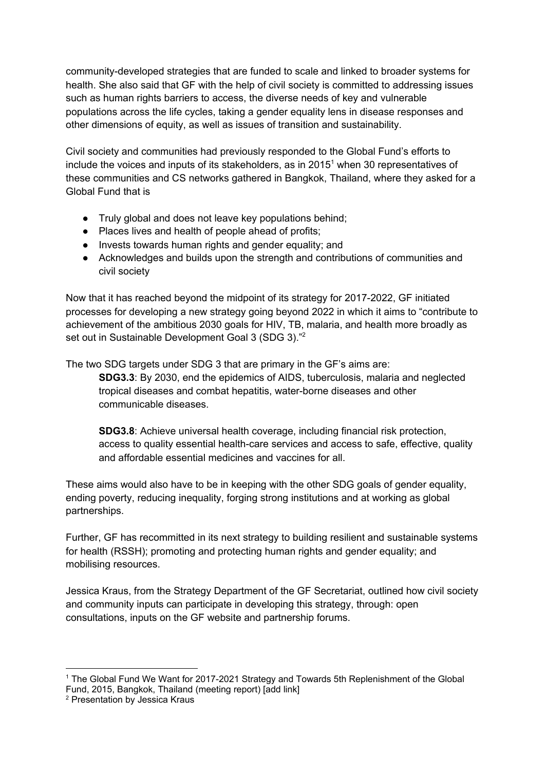community-developed strategies that are funded to scale and linked to broader systems for health. She also said that GF with the help of civil society is committed to addressing issues such as human rights barriers to access, the diverse needs of key and vulnerable populations across the life cycles, taking a gender equality lens in disease responses and other dimensions of equity, as well as issues of transition and sustainability.

Civil society and communities had previously responded to the Global Fund's efforts to include the voices and inputs of its stakeholders, as in 2015[1] when 30 representatives of these communities and CS networks gathered in Bangkok, Thailand, where they asked for a Global Fund that is

- Truly global and does not leave key populations behind;
- Places lives and health of people ahead of profits;
- Invests towards human rights and gender equality; and
- Acknowledges and builds upon the strength and contributions of communities and civil society

Now that it has reached beyond the midpoint of its strategy for 2017-2022, GF initiated processes for developing a new strategy going beyond 2022 in which it aims to "contribute to achievement of the ambitious 2030 goals for HIV, TB, malaria, and health more broadly as set out in Sustainable Development Goal 3 (SDG 3)."[2]

The two SDG targets under SDG 3 that are primary in the GF's aims are:

> **SDG3.3**: By 2030, end the epidemics of AIDS, tuberculosis, malaria and neglected tropical diseases and combat hepatitis, water-borne diseases and other communicable diseases.
>
> **SDG3.8**: Achieve universal health coverage, including financial risk protection, access to quality essential health-care services and access to safe, effective, quality and affordable essential medicines and vaccines for all.

These aims would also have to be in keeping with the other SDG goals of gender equality, ending poverty, reducing inequality, forging strong institutions and at working as global partnerships.

Further, GF has recommitted in its next strategy to building resilient and sustainable systems for health (RSSH); promoting and protecting human rights and gender equality; and mobilising resources.

Jessica Kraus, from the Strategy Department of the GF Secretariat, outlined how civil society and community inputs can participate in developing this strategy, through: open consultations, inputs on the GF website and partnership forums.

---

[1] The Global Fund We Want for 2017-2021 Strategy and Towards 5th Replenishment of the Global Fund, 2015, Bangkok, Thailand (meeting report) [add link]

[2] Presentation by Jessica Kraus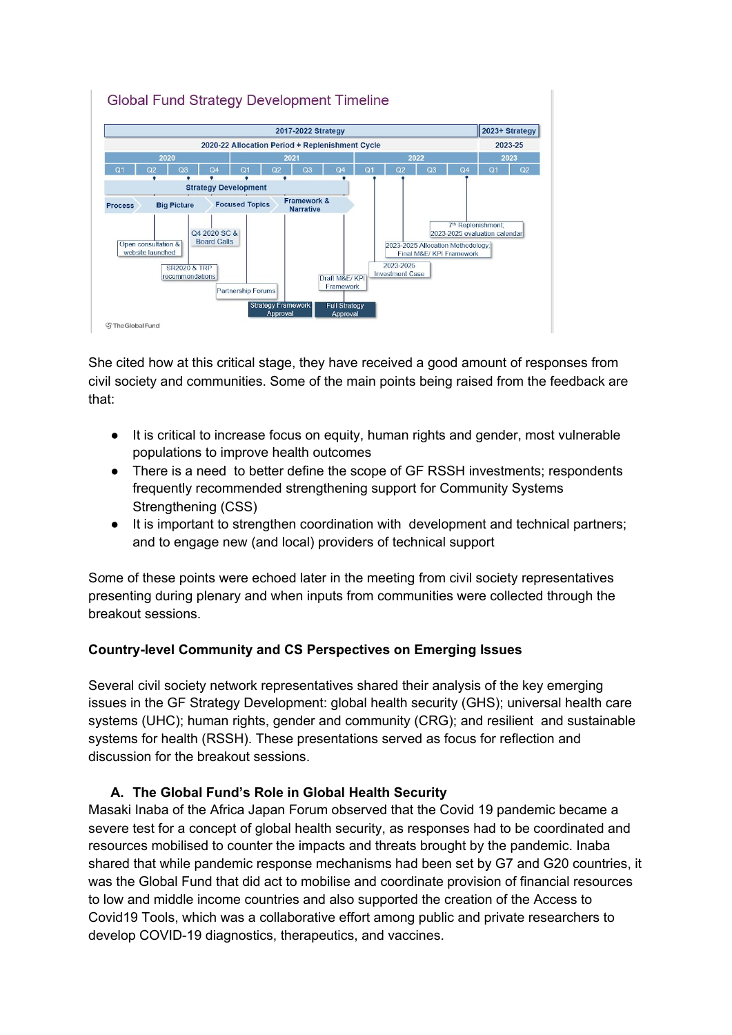**Global Fund Strategy Development Timeline**

| 2017-2022 Strategy | | | | | | | | | | | | 2023+ Strategy | |
|---|---|---|---|---|---|---|---|---|---|---|---|---|---|
| 2020-22 Allocation Period + Replenishment Cycle | | | | | | | | | | | | 2023-25 | |
| 2020 | | | | 2021 | | | | 2022 | | | | 2023 | |
| Q1 | Q2 | Q3 | Q4 | Q1 | Q2 | Q3 | Q4 | Q1 | Q2 | Q3 | Q4 | Q1 | Q2 |

Strategy Development

Process → Big Picture → Focused Topics → Framework & Narrative

- Open consultation & website launched
- SR2020 & TRP recommendations
- Q4 2020 SC & Board Calls
- Partnership Forums
- Strategy Framework Approval
- Draft M&E/ KPI Framework
- Full Strategy Approval
- 2023-2025 Investment Case
- 2023-2025 Allocation Methodology, Final M&E/ KPI Framework
- 7th Replenishment, 2023-2025 evaluation calendar

TheGlobalFund

She cited how at this critical stage, they have received a good amount of responses from civil society and communities. Some of the main points being raised from the feedback are that:

- It is critical to increase focus on equity, human rights and gender, most vulnerable populations to improve health outcomes
- There is a need to better define the scope of GF RSSH investments; respondents frequently recommended strengthening support for Community Systems Strengthening (CSS)
- It is important to strengthen coordination with development and technical partners; and to engage new (and local) providers of technical support

Some of these points were echoed later in the meeting from civil society representatives presenting during plenary and when inputs from communities were collected through the breakout sessions.

**Country-level Community and CS Perspectives on Emerging Issues**

Several civil society network representatives shared their analysis of the key emerging issues in the GF Strategy Development: global health security (GHS); universal health care systems (UHC); human rights, gender and community (CRG); and resilient and sustainable systems for health (RSSH). These presentations served as focus for reflection and discussion for the breakout sessions.

**A. The Global Fund's Role in Global Health Security**

Masaki Inaba of the Africa Japan Forum observed that the Covid 19 pandemic became a severe test for a concept of global health security, as responses had to be coordinated and resources mobilised to counter the impacts and threats brought by the pandemic. Inaba shared that while pandemic response mechanisms had been set by G7 and G20 countries, it was the Global Fund that did act to mobilise and coordinate provision of financial resources to low and middle income countries and also supported the creation of the Access to Covid19 Tools, which was a collaborative effort among public and private researchers to develop COVID-19 diagnostics, therapeutics, and vaccines.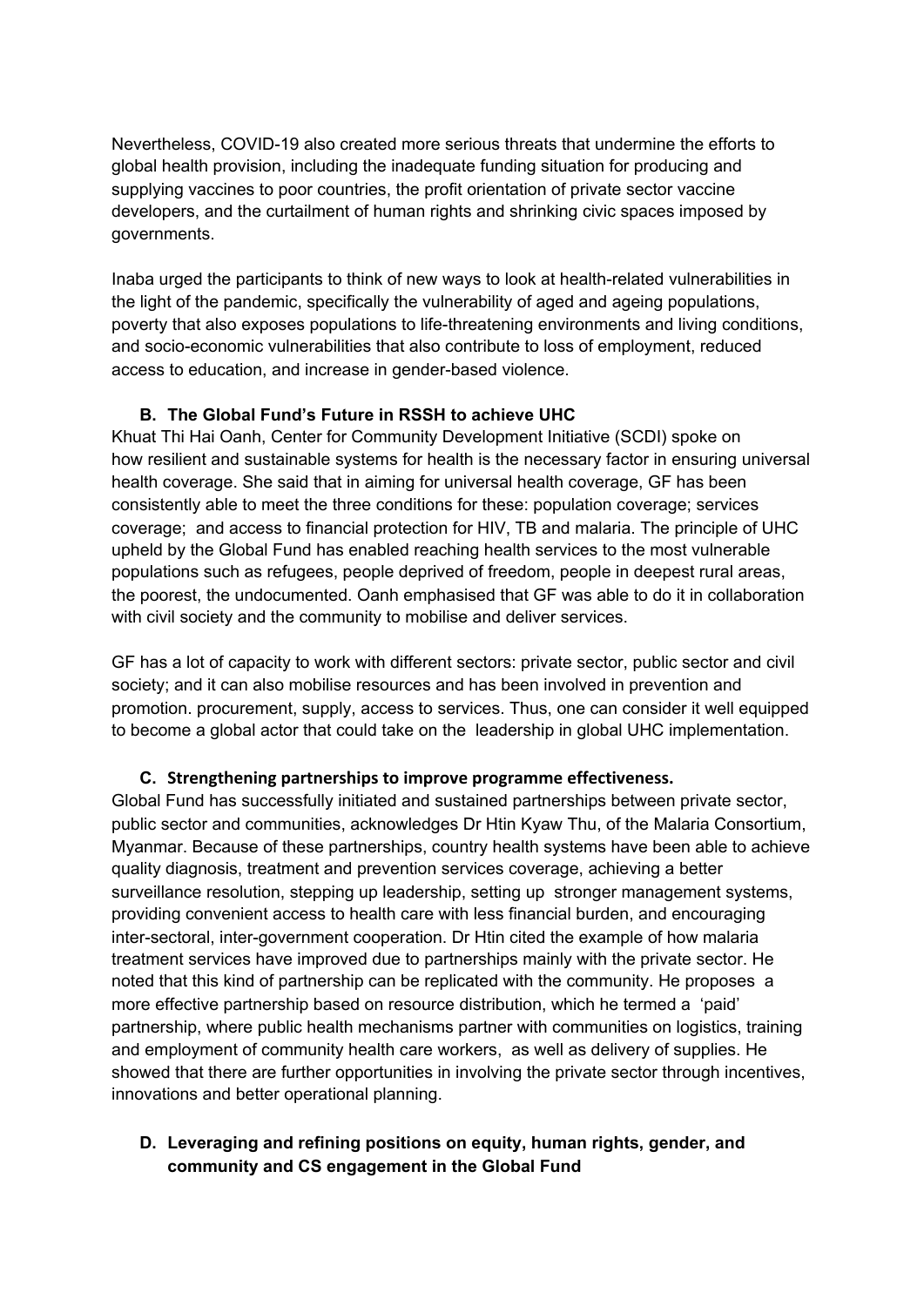Nevertheless, COVID-19 also created more serious threats that undermine the efforts to global health provision, including the inadequate funding situation for producing and supplying vaccines to poor countries, the profit orientation of private sector vaccine developers, and the curtailment of human rights and shrinking civic spaces imposed by governments.

Inaba urged the participants to think of new ways to look at health-related vulnerabilities in the light of the pandemic, specifically the vulnerability of aged and ageing populations, poverty that also exposes populations to life-threatening environments and living conditions, and socio-economic vulnerabilities that also contribute to loss of employment, reduced access to education, and increase in gender-based violence.

### B. The Global Fund's Future in RSSH to achieve UHC

Khuat Thi Hai Oanh, Center for Community Development Initiative (SCDI) spoke on how resilient and sustainable systems for health is the necessary factor in ensuring universal health coverage. She said that in aiming for universal health coverage, GF has been consistently able to meet the three conditions for these: population coverage; services coverage; and access to financial protection for HIV, TB and malaria. The principle of UHC upheld by the Global Fund has enabled reaching health services to the most vulnerable populations such as refugees, people deprived of freedom, people in deepest rural areas, the poorest, the undocumented. Oanh emphasised that GF was able to do it in collaboration with civil society and the community to mobilise and deliver services.

GF has a lot of capacity to work with different sectors: private sector, public sector and civil society; and it can also mobilise resources and has been involved in prevention and promotion. procurement, supply, access to services. Thus, one can consider it well equipped to become a global actor that could take on the leadership in global UHC implementation.

### C. Strengthening partnerships to improve programme effectiveness.

Global Fund has successfully initiated and sustained partnerships between private sector, public sector and communities, acknowledges Dr Htin Kyaw Thu, of the Malaria Consortium, Myanmar. Because of these partnerships, country health systems have been able to achieve quality diagnosis, treatment and prevention services coverage, achieving a better surveillance resolution, stepping up leadership, setting up stronger management systems, providing convenient access to health care with less financial burden, and encouraging inter-sectoral, inter-government cooperation. Dr Htin cited the example of how malaria treatment services have improved due to partnerships mainly with the private sector. He noted that this kind of partnership can be replicated with the community. He proposes a more effective partnership based on resource distribution, which he termed a 'paid' partnership, where public health mechanisms partner with communities on logistics, training and employment of community health care workers, as well as delivery of supplies. He showed that there are further opportunities in involving the private sector through incentives, innovations and better operational planning.

### D. Leveraging and refining positions on equity, human rights, gender, and community and CS engagement in the Global Fund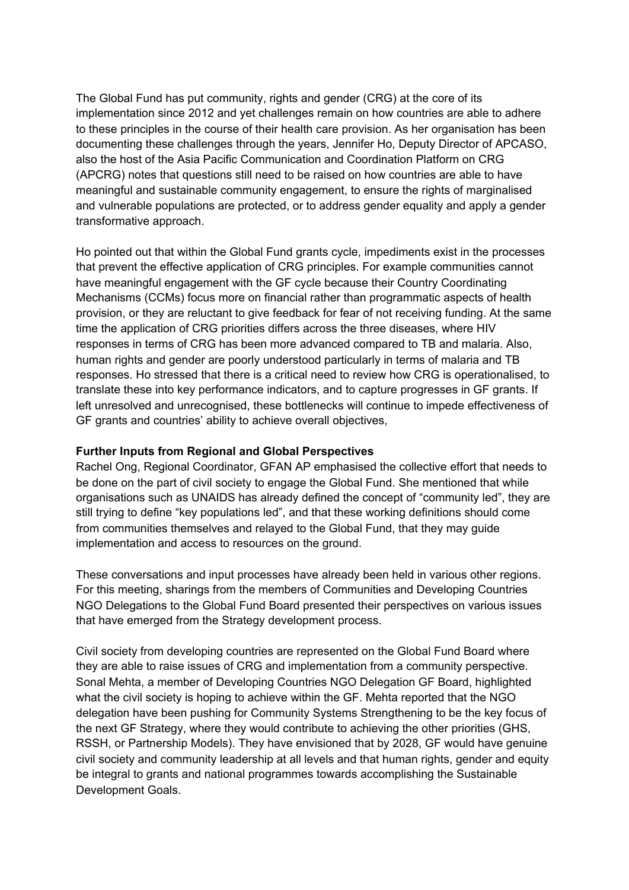The Global Fund has put community, rights and gender (CRG) at the core of its implementation since 2012 and yet challenges remain on how countries are able to adhere to these principles in the course of their health care provision. As her organisation has been documenting these challenges through the years, Jennifer Ho, Deputy Director of APCASO, also the host of the Asia Pacific Communication and Coordination Platform on CRG (APCRG) notes that questions still need to be raised on how countries are able to have meaningful and sustainable community engagement, to ensure the rights of marginalised and vulnerable populations are protected, or to address gender equality and apply a gender transformative approach.

Ho pointed out that within the Global Fund grants cycle, impediments exist in the processes that prevent the effective application of CRG principles. For example communities cannot have meaningful engagement with the GF cycle because their Country Coordinating Mechanisms (CCMs) focus more on financial rather than programmatic aspects of health provision, or they are reluctant to give feedback for fear of not receiving funding. At the same time the application of CRG priorities differs across the three diseases, where HIV responses in terms of CRG has been more advanced compared to TB and malaria. Also, human rights and gender are poorly understood particularly in terms of malaria and TB responses. Ho stressed that there is a critical need to review how CRG is operationalised, to translate these into key performance indicators, and to capture progresses in GF grants. If left unresolved and unrecognised, these bottlenecks will continue to impede effectiveness of GF grants and countries' ability to achieve overall objectives,

**Further Inputs from Regional and Global Perspectives**

Rachel Ong, Regional Coordinator, GFAN AP emphasised the collective effort that needs to be done on the part of civil society to engage the Global Fund. She mentioned that while organisations such as UNAIDS has already defined the concept of "community led", they are still trying to define "key populations led", and that these working definitions should come from communities themselves and relayed to the Global Fund, that they may guide implementation and access to resources on the ground.

These conversations and input processes have already been held in various other regions. For this meeting, sharings from the members of Communities and Developing Countries NGO Delegations to the Global Fund Board presented their perspectives on various issues that have emerged from the Strategy development process.

Civil society from developing countries are represented on the Global Fund Board where they are able to raise issues of CRG and implementation from a community perspective. Sonal Mehta, a member of Developing Countries NGO Delegation GF Board, highlighted what the civil society is hoping to achieve within the GF. Mehta reported that the NGO delegation have been pushing for Community Systems Strengthening to be the key focus of the next GF Strategy, where they would contribute to achieving the other priorities (GHS, RSSH, or Partnership Models). They have envisioned that by 2028, GF would have genuine civil society and community leadership at all levels and that human rights, gender and equity be integral to grants and national programmes towards accomplishing the Sustainable Development Goals.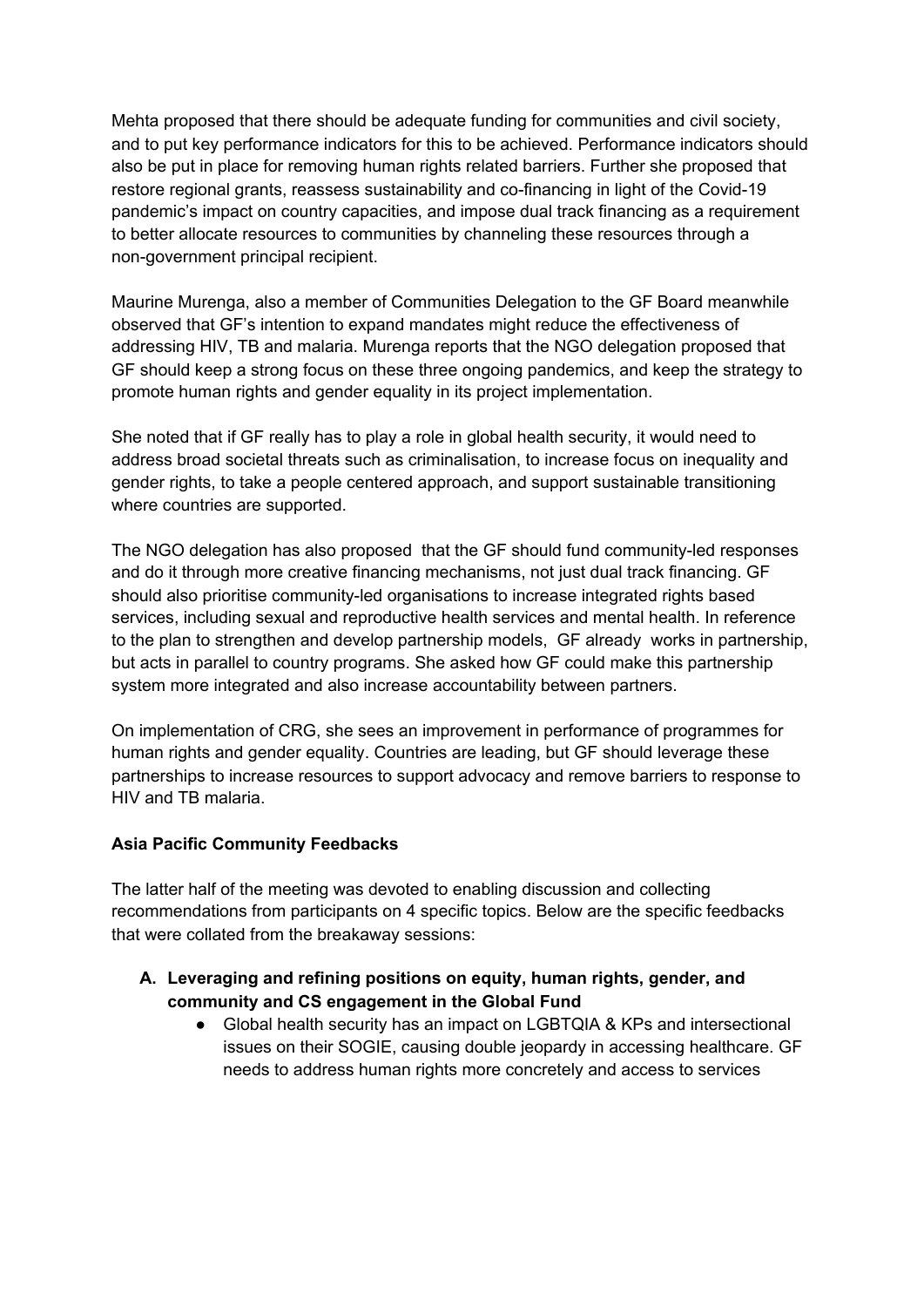Mehta proposed that there should be adequate funding for communities and civil society, and to put key performance indicators for this to be achieved. Performance indicators should also be put in place for removing human rights related barriers. Further she proposed that restore regional grants, reassess sustainability and co-financing in light of the Covid-19 pandemic's impact on country capacities, and impose dual track financing as a requirement to better allocate resources to communities by channeling these resources through a non-government principal recipient.

Maurine Murenga, also a member of Communities Delegation to the GF Board meanwhile observed that GF's intention to expand mandates might reduce the effectiveness of addressing HIV, TB and malaria. Murenga reports that the NGO delegation proposed that GF should keep a strong focus on these three ongoing pandemics, and keep the strategy to promote human rights and gender equality in its project implementation.

She noted that if GF really has to play a role in global health security, it would need to address broad societal threats such as criminalisation, to increase focus on inequality and gender rights, to take a people centered approach, and support sustainable transitioning where countries are supported.

The NGO delegation has also proposed that the GF should fund community-led responses and do it through more creative financing mechanisms, not just dual track financing. GF should also prioritise community-led organisations to increase integrated rights based services, including sexual and reproductive health services and mental health. In reference to the plan to strengthen and develop partnership models, GF already works in partnership, but acts in parallel to country programs. She asked how GF could make this partnership system more integrated and also increase accountability between partners.

On implementation of CRG, she sees an improvement in performance of programmes for human rights and gender equality. Countries are leading, but GF should leverage these partnerships to increase resources to support advocacy and remove barriers to response to HIV and TB malaria.

**Asia Pacific Community Feedbacks**

The latter half of the meeting was devoted to enabling discussion and collecting recommendations from participants on 4 specific topics. Below are the specific feedbacks that were collated from the breakaway sessions:

A. **Leveraging and refining positions on equity, human rights, gender, and community and CS engagement in the Global Fund**
    - Global health security has an impact on LGBTQIA & KPs and intersectional issues on their SOGIE, causing double jeopardy in accessing healthcare. GF needs to address human rights more concretely and access to services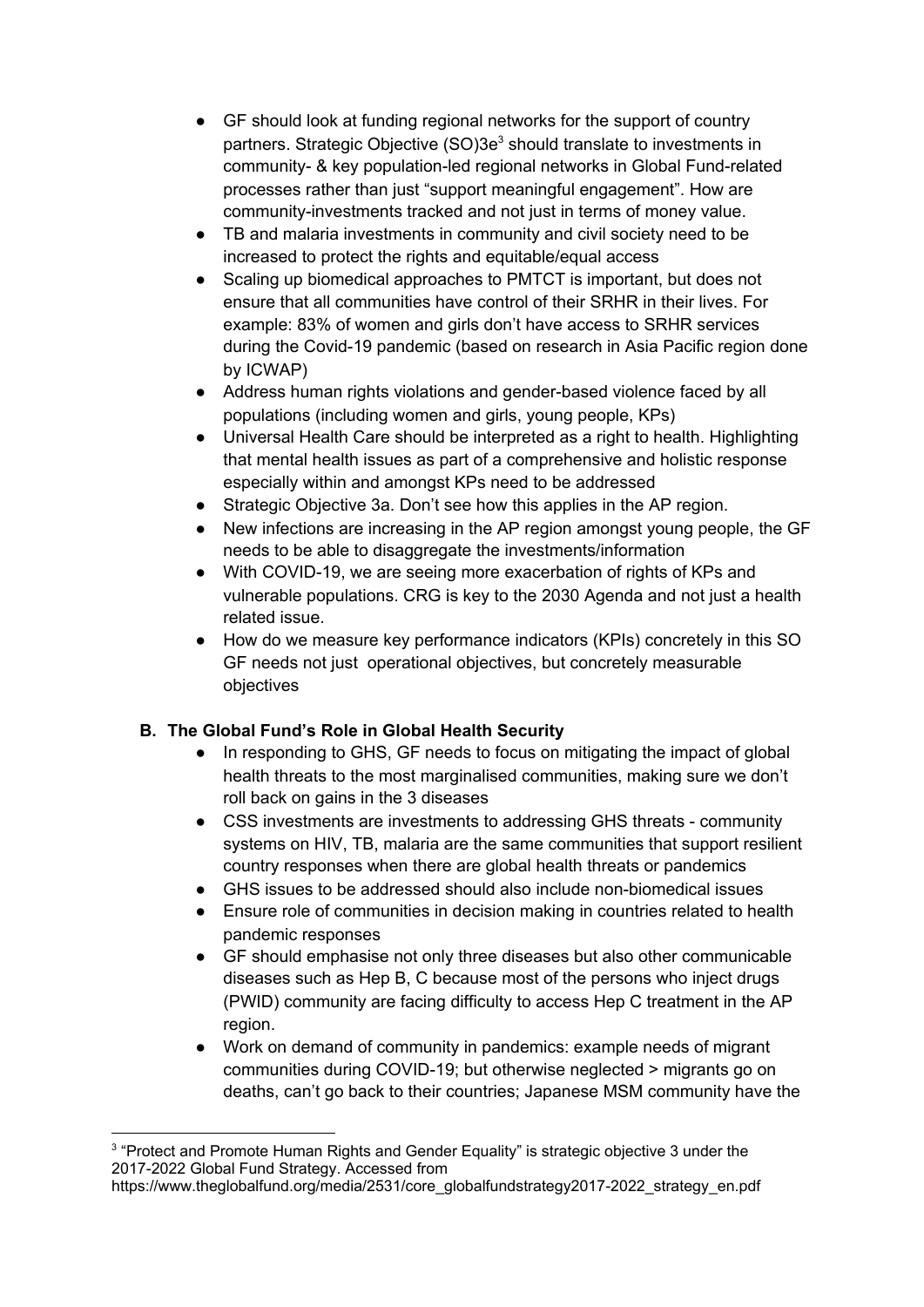- GF should look at funding regional networks for the support of country partners. Strategic Objective (SO)3e[3] should translate to investments in community- & key population-led regional networks in Global Fund-related processes rather than just "support meaningful engagement". How are community-investments tracked and not just in terms of money value.
- TB and malaria investments in community and civil society need to be increased to protect the rights and equitable/equal access
- Scaling up biomedical approaches to PMTCT is important, but does not ensure that all communities have control of their SRHR in their lives. For example: 83% of women and girls don't have access to SRHR services during the Covid-19 pandemic (based on research in Asia Pacific region done by ICWAP)
- Address human rights violations and gender-based violence faced by all populations (including women and girls, young people, KPs)
- Universal Health Care should be interpreted as a right to health. Highlighting that mental health issues as part of a comprehensive and holistic response especially within and amongst KPs need to be addressed
- Strategic Objective 3a. Don't see how this applies in the AP region.
- New infections are increasing in the AP region amongst young people, the GF needs to be able to disaggregate the investments/information
- With COVID-19, we are seeing more exacerbation of rights of KPs and vulnerable populations. CRG is key to the 2030 Agenda and not just a health related issue.
- How do we measure key performance indicators (KPIs) concretely in this SO GF needs not just operational objectives, but concretely measurable objectives

### B. The Global Fund's Role in Global Health Security

- In responding to GHS, GF needs to focus on mitigating the impact of global health threats to the most marginalised communities, making sure we don't roll back on gains in the 3 diseases
- CSS investments are investments to addressing GHS threats - community systems on HIV, TB, malaria are the same communities that support resilient country responses when there are global health threats or pandemics
- GHS issues to be addressed should also include non-biomedical issues
- Ensure role of communities in decision making in countries related to health pandemic responses
- GF should emphasise not only three diseases but also other communicable diseases such as Hep B, C because most of the persons who inject drugs (PWID) community are facing difficulty to access Hep C treatment in the AP region.
- Work on demand of community in pandemics: example needs of migrant communities during COVID-19; but otherwise neglected > migrants go on deaths, can't go back to their countries; Japanese MSM community have the

[3] "Protect and Promote Human Rights and Gender Equality" is strategic objective 3 under the 2017-2022 Global Fund Strategy. Accessed from https://www.theglobalfund.org/media/2531/core_globalfundstrategy2017-2022_strategy_en.pdf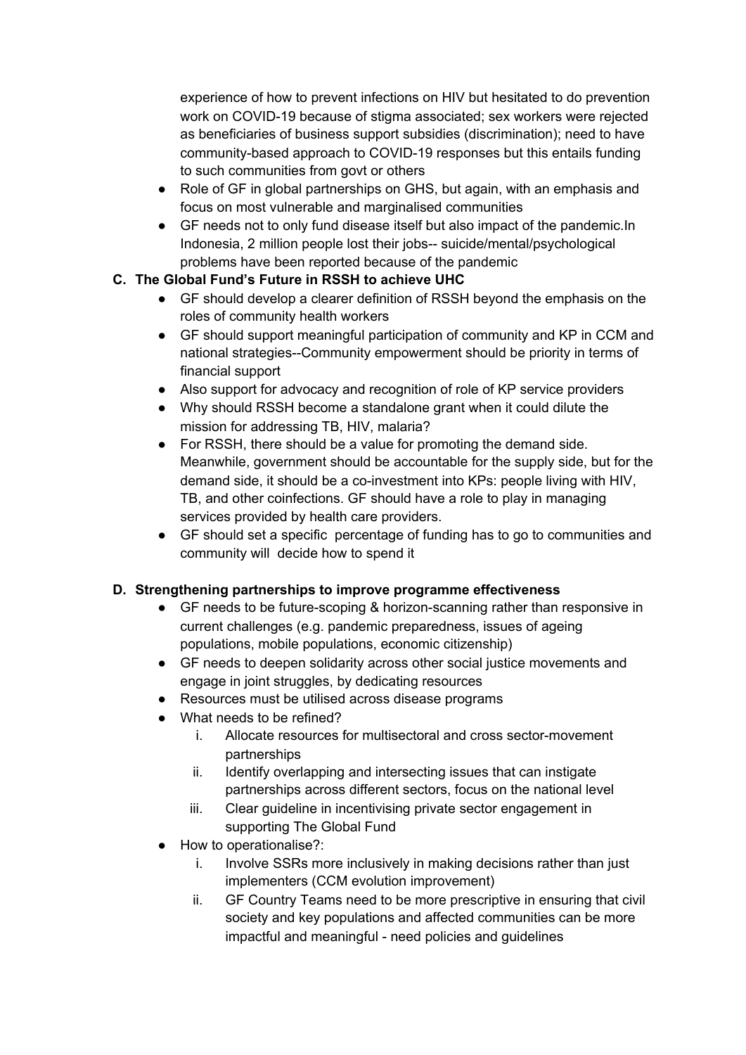experience of how to prevent infections on HIV but hesitated to do prevention work on COVID-19 because of stigma associated; sex workers were rejected as beneficiaries of business support subsidies (discrimination); need to have community-based approach to COVID-19 responses but this entails funding to such communities from govt or others

- Role of GF in global partnerships on GHS, but again, with an emphasis and focus on most vulnerable and marginalised communities
- GF needs not to only fund disease itself but also impact of the pandemic.In Indonesia, 2 million people lost their jobs-- suicide/mental/psychological problems have been reported because of the pandemic

### C. The Global Fund's Future in RSSH to achieve UHC

- GF should develop a clearer definition of RSSH beyond the emphasis on the roles of community health workers
- GF should support meaningful participation of community and KP in CCM and national strategies--Community empowerment should be priority in terms of financial support
- Also support for advocacy and recognition of role of KP service providers
- Why should RSSH become a standalone grant when it could dilute the mission for addressing TB, HIV, malaria?
- For RSSH, there should be a value for promoting the demand side. Meanwhile, government should be accountable for the supply side, but for the demand side, it should be a co-investment into KPs: people living with HIV, TB, and other coinfections. GF should have a role to play in managing services provided by health care providers.
- GF should set a specific percentage of funding has to go to communities and community will decide how to spend it

### D. Strengthening partnerships to improve programme effectiveness

- GF needs to be future-scoping & horizon-scanning rather than responsive in current challenges (e.g. pandemic preparedness, issues of ageing populations, mobile populations, economic citizenship)
- GF needs to deepen solidarity across other social justice movements and engage in joint struggles, by dedicating resources
- Resources must be utilised across disease programs
- What needs to be refined?
    1. Allocate resources for multisectoral and cross sector-movement partnerships
    2. Identify overlapping and intersecting issues that can instigate partnerships across different sectors, focus on the national level
    3. Clear guideline in incentivising private sector engagement in supporting The Global Fund
- How to operationalise?:
    1. Involve SSRs more inclusively in making decisions rather than just implementers (CCM evolution improvement)
    2. GF Country Teams need to be more prescriptive in ensuring that civil society and key populations and affected communities can be more impactful and meaningful - need policies and guidelines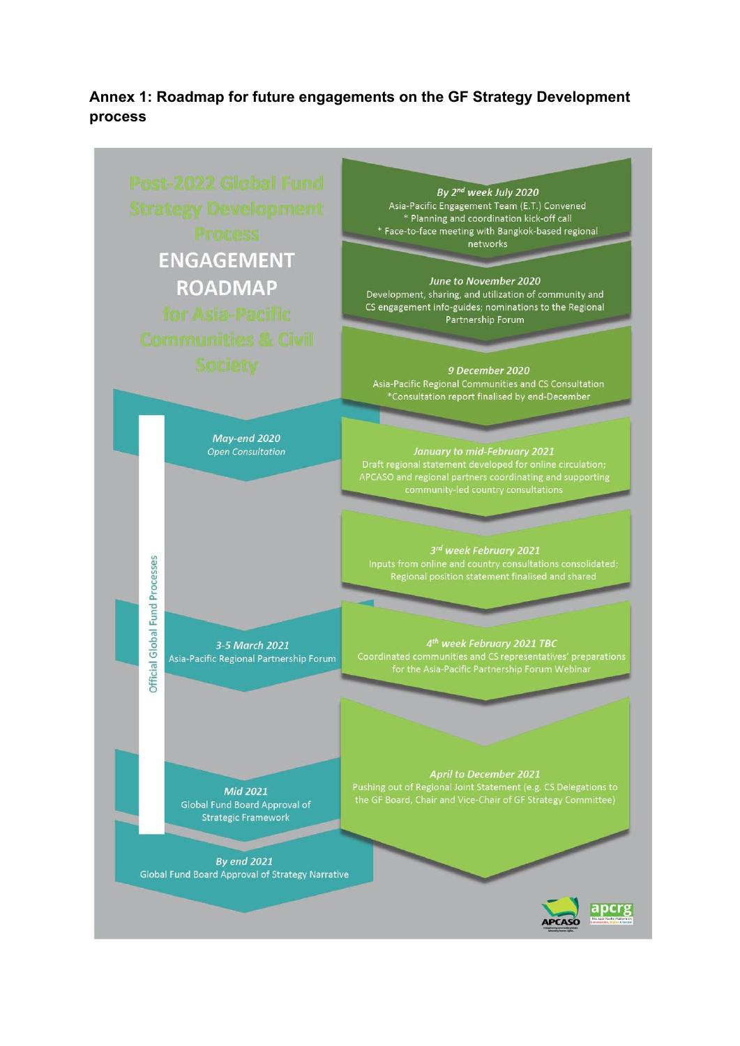## Annex 1: Roadmap for future engagements on the GF Strategy Development process

**Post-2022 Global Fund Strategy Development Process**

**ENGAGEMENT ROADMAP**

**for Asia-Pacific Communities & Civil Society**

*By 2nd week July 2020*
Asia-Pacific Engagement Team (E.T.) Convened
* Planning and coordination kick-off call
* Face-to-face meeting with Bangkok-based regional networks

*June to November 2020*
Development, sharing, and utilization of community and CS engagement info-guides; nominations to the Regional Partnership Forum

*9 December 2020*
Asia-Pacific Regional Communities and CS Consultation
*Consultation report finalised by end-December

*January to mid-February 2021*
Draft regional statement developed for online circulation; APCASO and regional partners coordinating and supporting community-led country consultations

*3rd week February 2021*
Inputs from online and country consultations consolidated; Regional position statement finalised and shared

*4th week February 2021 TBC*
Coordinated communities and CS representatives' preparations for the Asia-Pacific Partnership Forum Webinar

*April to December 2021*
Pushing out of Regional Joint Statement (e.g. CS Delegations to the GF Board, Chair and Vice-Chair of GF Strategy Committee)

**Official Global Fund Processes**

*May-end 2020*
Open Consultation

*3-5 March 2021*
Asia-Pacific Regional Partnership Forum

*Mid 2021*
Global Fund Board Approval of Strategic Framework

*By end 2021*
Global Fund Board Approval of Strategy Narrative

APCASO apcrg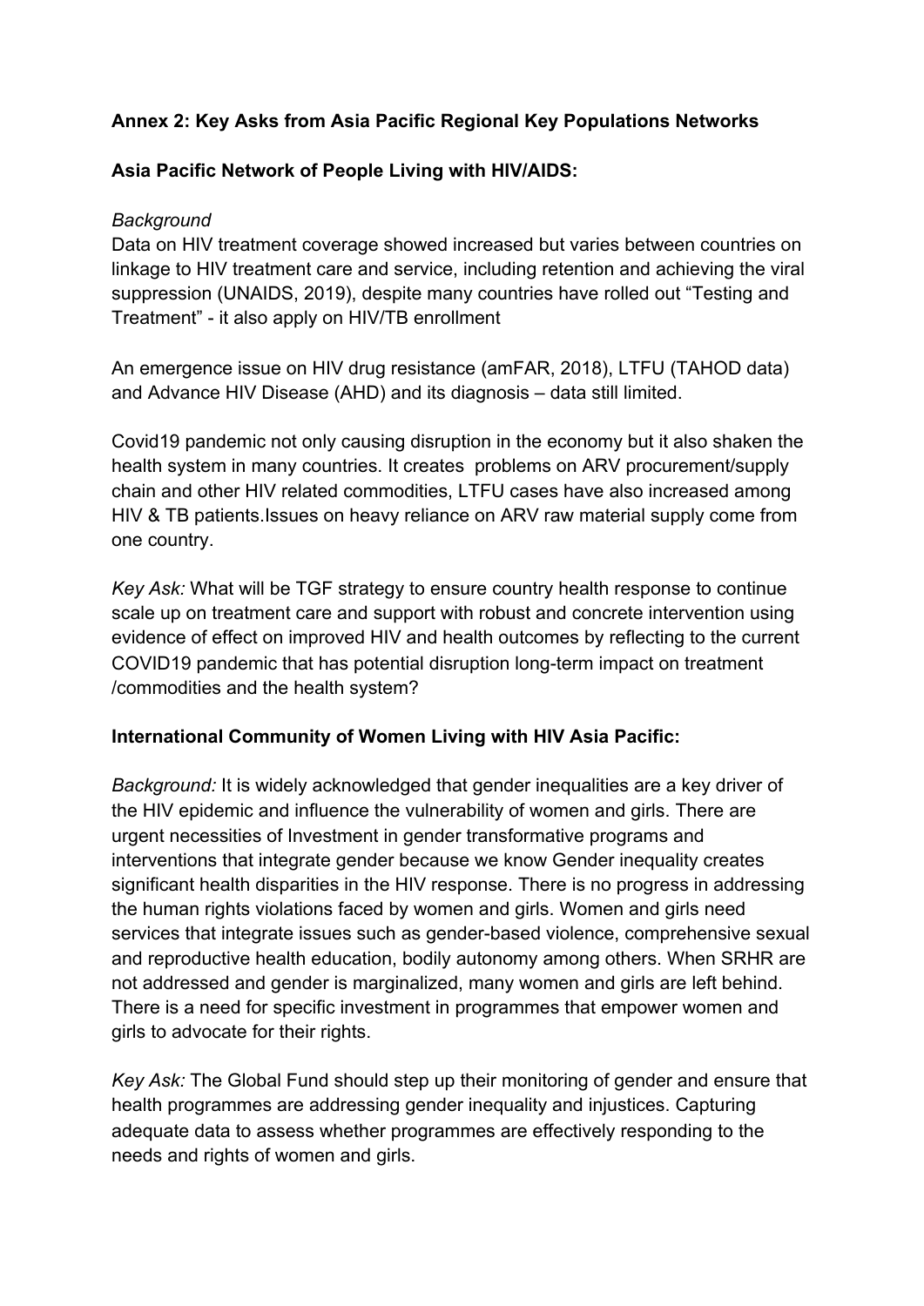**Annex 2: Key Asks from Asia Pacific Regional Key Populations Networks**

**Asia Pacific Network of People Living with HIV/AIDS:**

*Background*

Data on HIV treatment coverage showed increased but varies between countries on linkage to HIV treatment care and service, including retention and achieving the viral suppression (UNAIDS, 2019), despite many countries have rolled out "Testing and Treatment" - it also apply on HIV/TB enrollment

An emergence issue on HIV drug resistance (amFAR, 2018), LTFU (TAHOD data) and Advance HIV Disease (AHD) and its diagnosis – data still limited.

Covid19 pandemic not only causing disruption in the economy but it also shaken the health system in many countries. It creates problems on ARV procurement/supply chain and other HIV related commodities, LTFU cases have also increased among HIV & TB patients.Issues on heavy reliance on ARV raw material supply come from one country.

*Key Ask:* What will be TGF strategy to ensure country health response to continue scale up on treatment care and support with robust and concrete intervention using evidence of effect on improved HIV and health outcomes by reflecting to the current COVID19 pandemic that has potential disruption long-term impact on treatment /commodities and the health system?

**International Community of Women Living with HIV Asia Pacific:**

*Background:* It is widely acknowledged that gender inequalities are a key driver of the HIV epidemic and influence the vulnerability of women and girls. There are urgent necessities of Investment in gender transformative programs and interventions that integrate gender because we know Gender inequality creates significant health disparities in the HIV response. There is no progress in addressing the human rights violations faced by women and girls. Women and girls need services that integrate issues such as gender-based violence, comprehensive sexual and reproductive health education, bodily autonomy among others. When SRHR are not addressed and gender is marginalized, many women and girls are left behind. There is a need for specific investment in programmes that empower women and girls to advocate for their rights.

*Key Ask:* The Global Fund should step up their monitoring of gender and ensure that health programmes are addressing gender inequality and injustices. Capturing adequate data to assess whether programmes are effectively responding to the needs and rights of women and girls.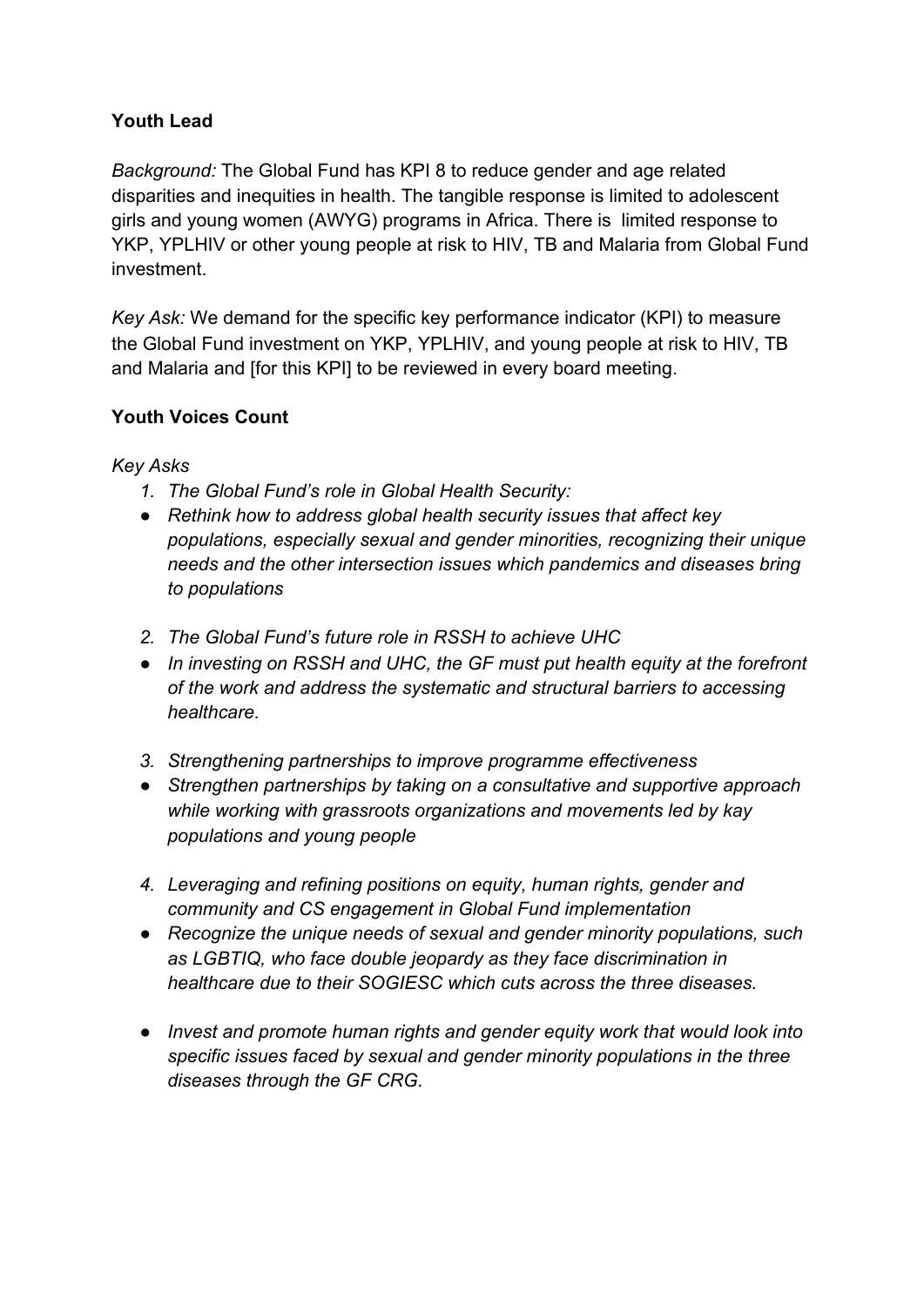**Youth Lead**

*Background:* The Global Fund has KPI 8 to reduce gender and age related disparities and inequities in health. The tangible response is limited to adolescent girls and young women (AWYG) programs in Africa. There is limited response to YKP, YPLHIV or other young people at risk to HIV, TB and Malaria from Global Fund investment.

*Key Ask:* We demand for the specific key performance indicator (KPI) to measure the Global Fund investment on YKP, YPLHIV, and young people at risk to HIV, TB and Malaria and [for this KPI] to be reviewed in every board meeting.

**Youth Voices Count**

*Key Asks*

1. *The Global Fund's role in Global Health Security:*
   - *Rethink how to address global health security issues that affect key populations, especially sexual and gender minorities, recognizing their unique needs and the other intersection issues which pandemics and diseases bring to populations*

2. *The Global Fund's future role in RSSH to achieve UHC*
   - *In investing on RSSH and UHC, the GF must put health equity at the forefront of the work and address the systematic and structural barriers to accessing healthcare.*

3. *Strengthening partnerships to improve programme effectiveness*
   - *Strengthen partnerships by taking on a consultative and supportive approach while working with grassroots organizations and movements led by kay populations and young people*

4. *Leveraging and refining positions on equity, human rights, gender and community and CS engagement in Global Fund implementation*
   - *Recognize the unique needs of sexual and gender minority populations, such as LGBTIQ, who face double jeopardy as they face discrimination in healthcare due to their SOGIESC which cuts across the three diseases.*

   - *Invest and promote human rights and gender equity work that would look into specific issues faced by sexual and gender minority populations in the three diseases through the GF CRG.*